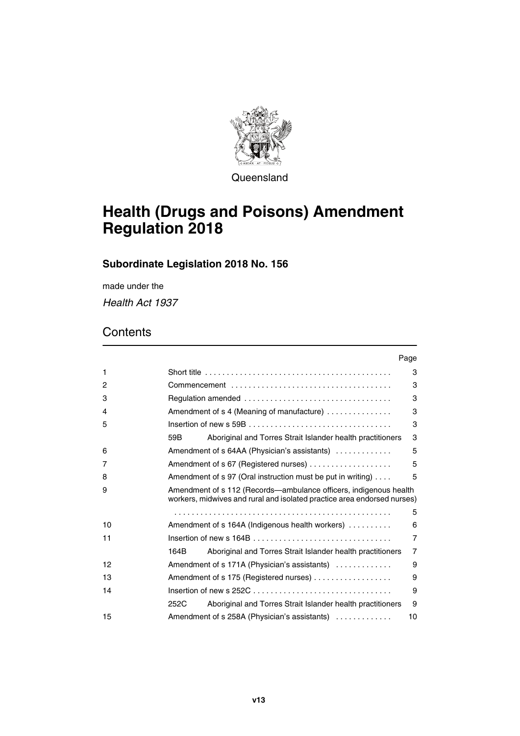Queensland

# Health (Drugs and Poisons) Amendment Regulation 2018

## Subordinate Legislation 2018 No. 156

made under the

*Health Act 1937*

## Contents

| | | Page |
|---|---|---|
| 1 | Short title | 3 |
| 2 | Commencement | 3 |
| 3 | Regulation amended | 3 |
| 4 | Amendment of s 4 (Meaning of manufacture) | 3 |
| 5 | Insertion of new s 59B | 3 |
| | 59B Aboriginal and Torres Strait Islander health practitioners | 3 |
| 6 | Amendment of s 64AA (Physician's assistants) | 5 |
| 7 | Amendment of s 67 (Registered nurses) | 5 |
| 8 | Amendment of s 97 (Oral instruction must be put in writing) | 5 |
| 9 | Amendment of s 112 (Records—ambulance officers, indigenous health workers, midwives and rural and isolated practice area endorsed nurses) | 5 |
| 10 | Amendment of s 164A (Indigenous health workers) | 6 |
| 11 | Insertion of new s 164B | 7 |
| | 164B Aboriginal and Torres Strait Islander health practitioners | 7 |
| 12 | Amendment of s 171A (Physician's assistants) | 9 |
| 13 | Amendment of s 175 (Registered nurses) | 9 |
| 14 | Insertion of new s 252C | 9 |
| | 252C Aboriginal and Torres Strait Islander health practitioners | 9 |
| 15 | Amendment of s 258A (Physician's assistants) | 10 |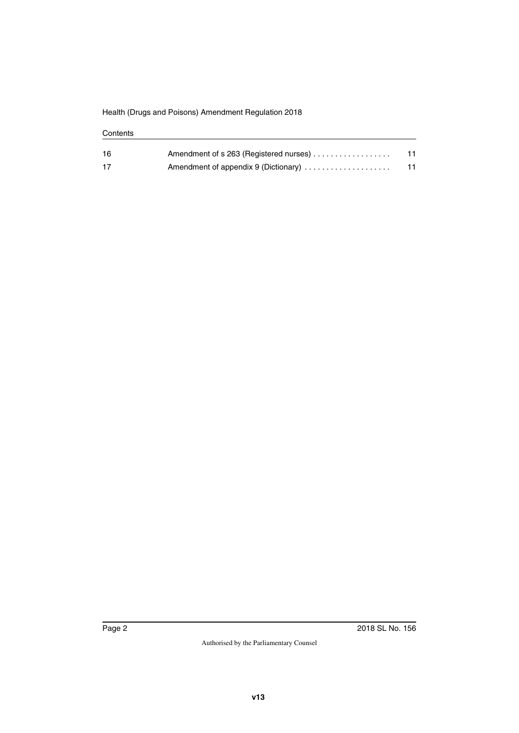| | | |
|---|---|---|
| 16 | Amendment of s 263 (Registered nurses) | 11 |
| 17 | Amendment of appendix 9 (Dictionary) | 11 |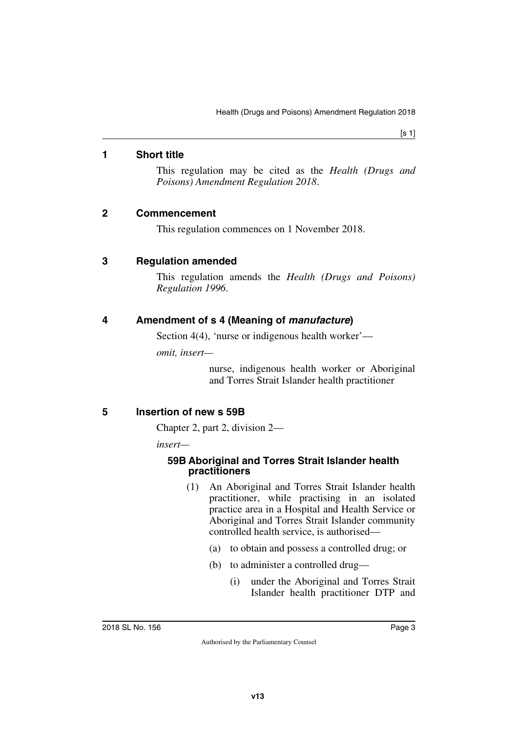## 1 Short title

This regulation may be cited as the *Health (Drugs and Poisons) Amendment Regulation 2018*.

## 2 Commencement

This regulation commences on 1 November 2018.

## 3 Regulation amended

This regulation amends the *Health (Drugs and Poisons) Regulation 1996*.

## 4 Amendment of s 4 (Meaning of ***manufacture***)

Section 4(4), 'nurse or indigenous health worker'—

*omit, insert—*

> nurse, indigenous health worker or Aboriginal and Torres Strait Islander health practitioner

## 5 Insertion of new s 59B

Chapter 2, part 2, division 2—

*insert—*

> **59B Aboriginal and Torres Strait Islander health practitioners**
>
> (1) An Aboriginal and Torres Strait Islander health practitioner, while practising in an isolated practice area in a Hospital and Health Service or Aboriginal and Torres Strait Islander community controlled health service, is authorised—
>
> (a) to obtain and possess a controlled drug; or
>
> (b) to administer a controlled drug—
>
> (i) under the Aboriginal and Torres Strait Islander health practitioner DTP and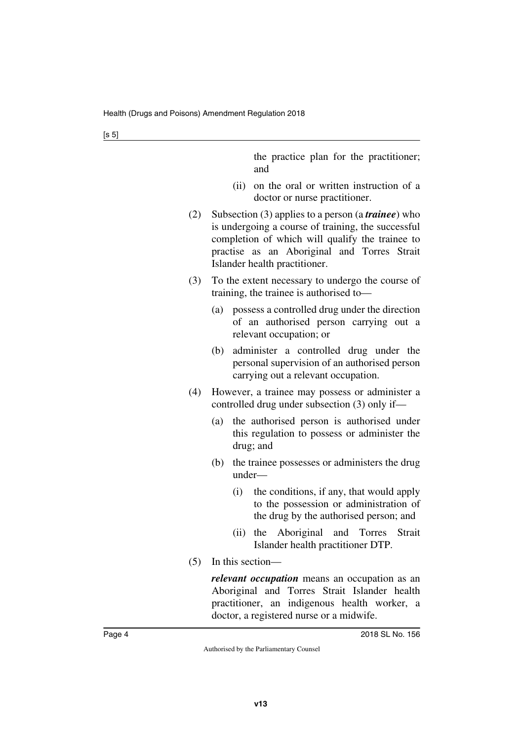the practice plan for the practitioner; and

(ii) on the oral or written instruction of a doctor or nurse practitioner.

(2) Subsection (3) applies to a person (a ***trainee***) who is undergoing a course of training, the successful completion of which will qualify the trainee to practise as an Aboriginal and Torres Strait Islander health practitioner.

(3) To the extent necessary to undergo the course of training, the trainee is authorised to—

(a) possess a controlled drug under the direction of an authorised person carrying out a relevant occupation; or

(b) administer a controlled drug under the personal supervision of an authorised person carrying out a relevant occupation.

(4) However, a trainee may possess or administer a controlled drug under subsection (3) only if—

(a) the authorised person is authorised under this regulation to possess or administer the drug; and

(b) the trainee possesses or administers the drug under—

(i) the conditions, if any, that would apply to the possession or administration of the drug by the authorised person; and

(ii) the Aboriginal and Torres Strait Islander health practitioner DTP.

(5) In this section—

***relevant occupation*** means an occupation as an Aboriginal and Torres Strait Islander health practitioner, an indigenous health worker, a doctor, a registered nurse or a midwife.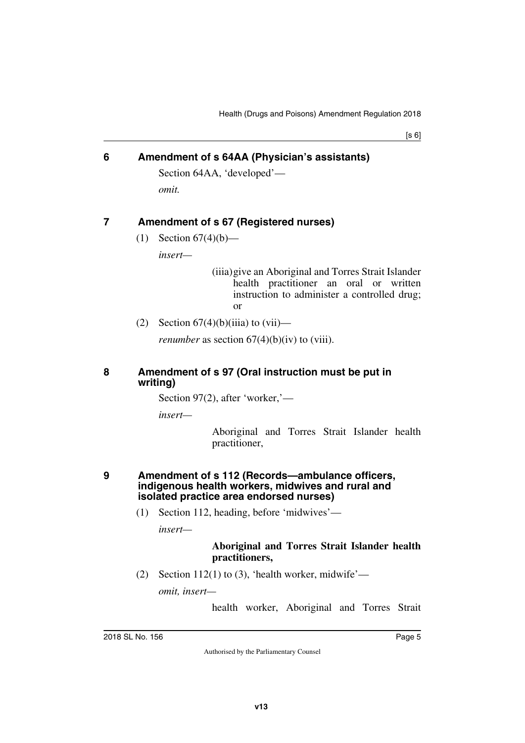## 6 Amendment of s 64AA (Physician's assistants)

Section 64AA, 'developed'—

*omit.*

## 7 Amendment of s 67 (Registered nurses)

(1) Section 67(4)(b)—

*insert*—

(iiia) give an Aboriginal and Torres Strait Islander health practitioner an oral or written instruction to administer a controlled drug; or

(2) Section 67(4)(b)(iiia) to (vii)—

*renumber* as section 67(4)(b)(iv) to (viii).

## 8 Amendment of s 97 (Oral instruction must be put in writing)

Section 97(2), after 'worker,'—

*insert*—

Aboriginal and Torres Strait Islander health practitioner,

## 9 Amendment of s 112 (Records—ambulance officers, indigenous health workers, midwives and rural and isolated practice area endorsed nurses)

(1) Section 112, heading, before 'midwives'—

*insert*—

**Aboriginal and Torres Strait Islander health practitioners,**

(2) Section 112(1) to (3), 'health worker, midwife'—

*omit, insert*—

health worker, Aboriginal and Torres Strait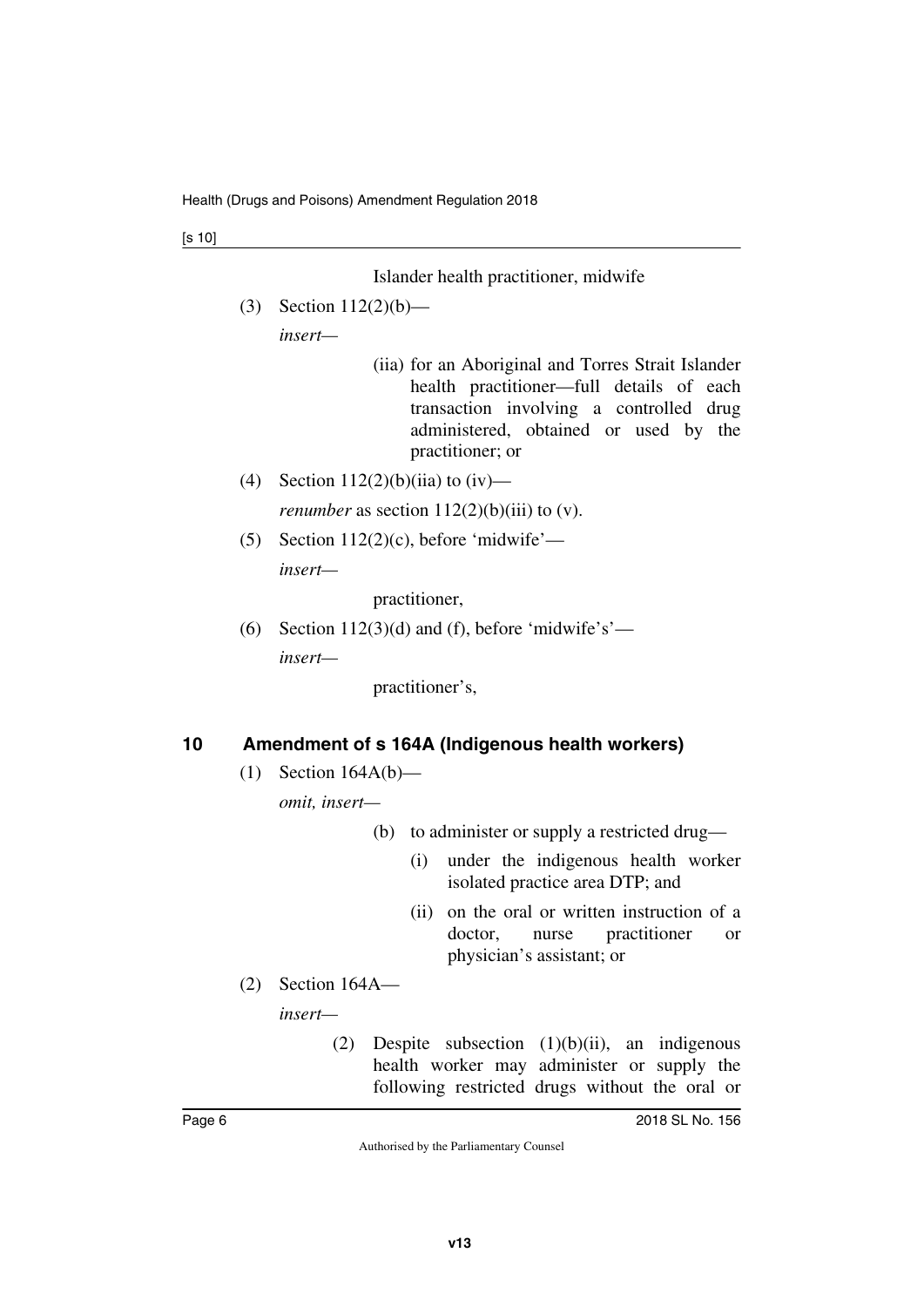Islander health practitioner, midwife

(3) Section 112(2)(b)—

*insert*—

(iia) for an Aboriginal and Torres Strait Islander health practitioner—full details of each transaction involving a controlled drug administered, obtained or used by the practitioner; or

(4) Section 112(2)(b)(iia) to (iv)—

*renumber* as section 112(2)(b)(iii) to (v).

(5) Section 112(2)(c), before 'midwife'—

*insert*—

practitioner,

(6) Section 112(3)(d) and (f), before 'midwife's'—

*insert*—

practitioner's,

## 10 Amendment of s 164A (Indigenous health workers)

(1) Section 164A(b)—

*omit, insert*—

(b) to administer or supply a restricted drug—

(i) under the indigenous health worker isolated practice area DTP; and

(ii) on the oral or written instruction of a doctor, nurse practitioner or physician's assistant; or

(2) Section 164A—

*insert*—

(2) Despite subsection (1)(b)(ii), an indigenous health worker may administer or supply the following restricted drugs without the oral or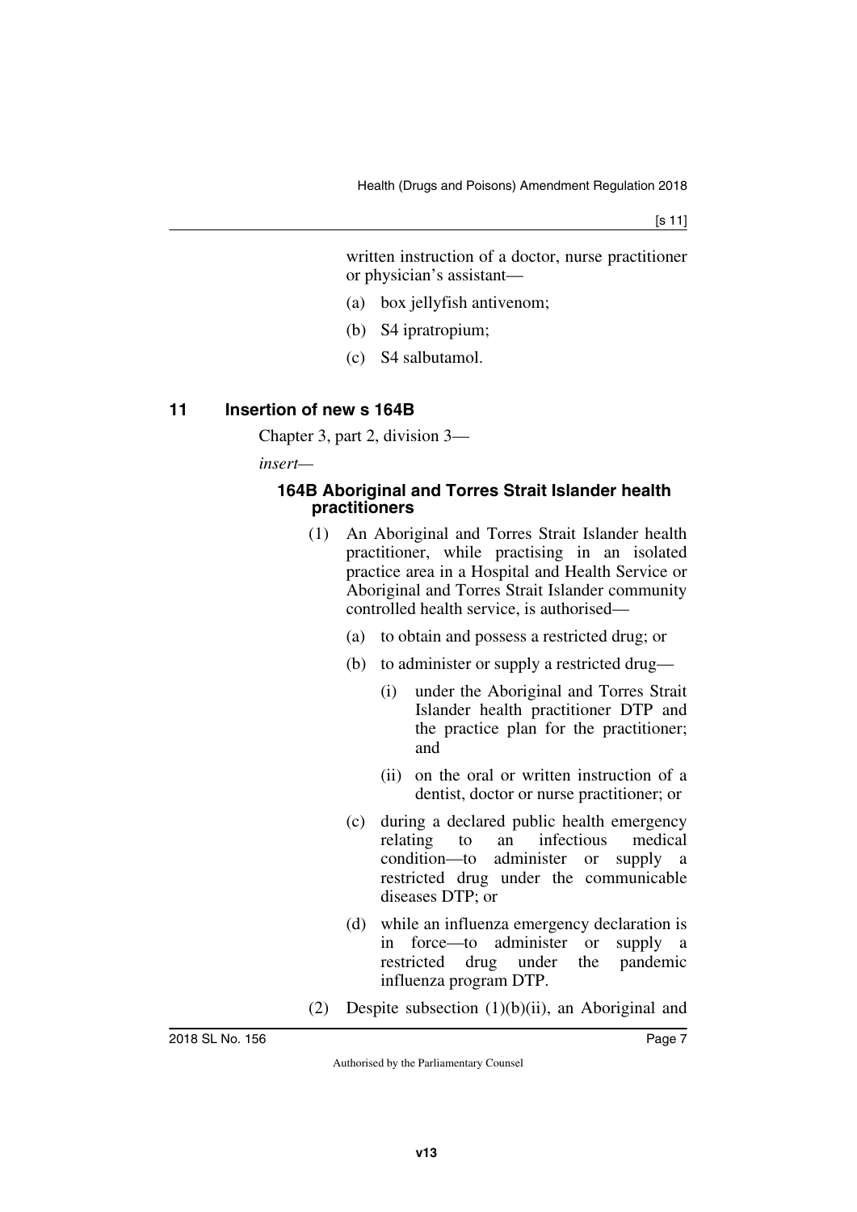written instruction of a doctor, nurse practitioner or physician's assistant—

(a) box jellyfish antivenom;

(b) S4 ipratropium;

(c) S4 salbutamol.

## 11 Insertion of new s 164B

Chapter 3, part 2, division 3—

*insert*—

### 164B Aboriginal and Torres Strait Islander health practitioners

(1) An Aboriginal and Torres Strait Islander health practitioner, while practising in an isolated practice area in a Hospital and Health Service or Aboriginal and Torres Strait Islander community controlled health service, is authorised—

(a) to obtain and possess a restricted drug; or

(b) to administer or supply a restricted drug—

(i) under the Aboriginal and Torres Strait Islander health practitioner DTP and the practice plan for the practitioner; and

(ii) on the oral or written instruction of a dentist, doctor or nurse practitioner; or

(c) during a declared public health emergency relating to an infectious medical condition—to administer or supply a restricted drug under the communicable diseases DTP; or

(d) while an influenza emergency declaration is in force—to administer or supply a restricted drug under the pandemic influenza program DTP.

(2) Despite subsection (1)(b)(ii), an Aboriginal and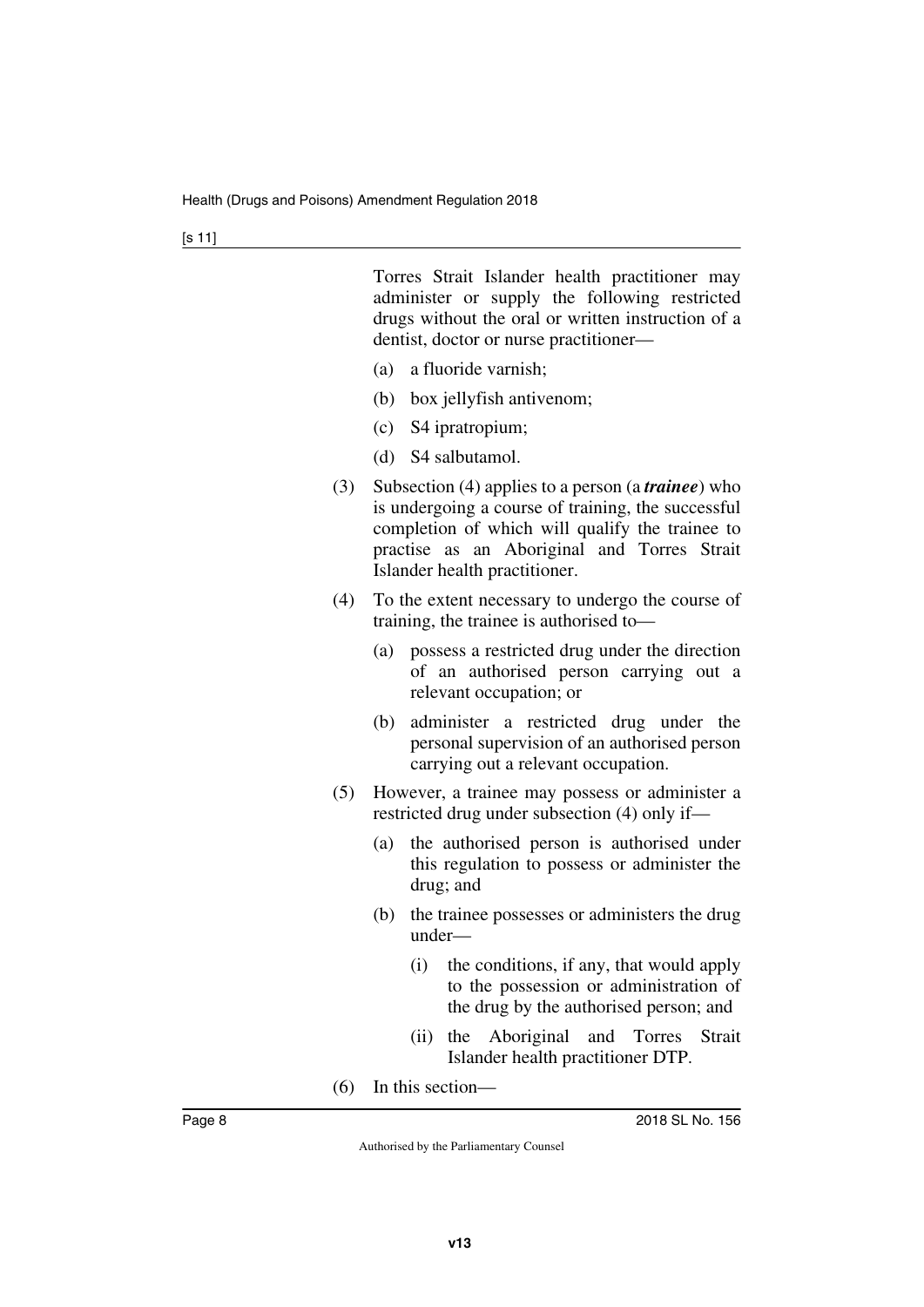Torres Strait Islander health practitioner may administer or supply the following restricted drugs without the oral or written instruction of a dentist, doctor or nurse practitioner—

(a) a fluoride varnish;

(b) box jellyfish antivenom;

(c) S4 ipratropium;

(d) S4 salbutamol.

(3) Subsection (4) applies to a person (a ***trainee***) who is undergoing a course of training, the successful completion of which will qualify the trainee to practise as an Aboriginal and Torres Strait Islander health practitioner.

(4) To the extent necessary to undergo the course of training, the trainee is authorised to—

(a) possess a restricted drug under the direction of an authorised person carrying out a relevant occupation; or

(b) administer a restricted drug under the personal supervision of an authorised person carrying out a relevant occupation.

(5) However, a trainee may possess or administer a restricted drug under subsection (4) only if—

(a) the authorised person is authorised under this regulation to possess or administer the drug; and

(b) the trainee possesses or administers the drug under—

(i) the conditions, if any, that would apply to the possession or administration of the drug by the authorised person; and

(ii) the Aboriginal and Torres Strait Islander health practitioner DTP.

(6) In this section—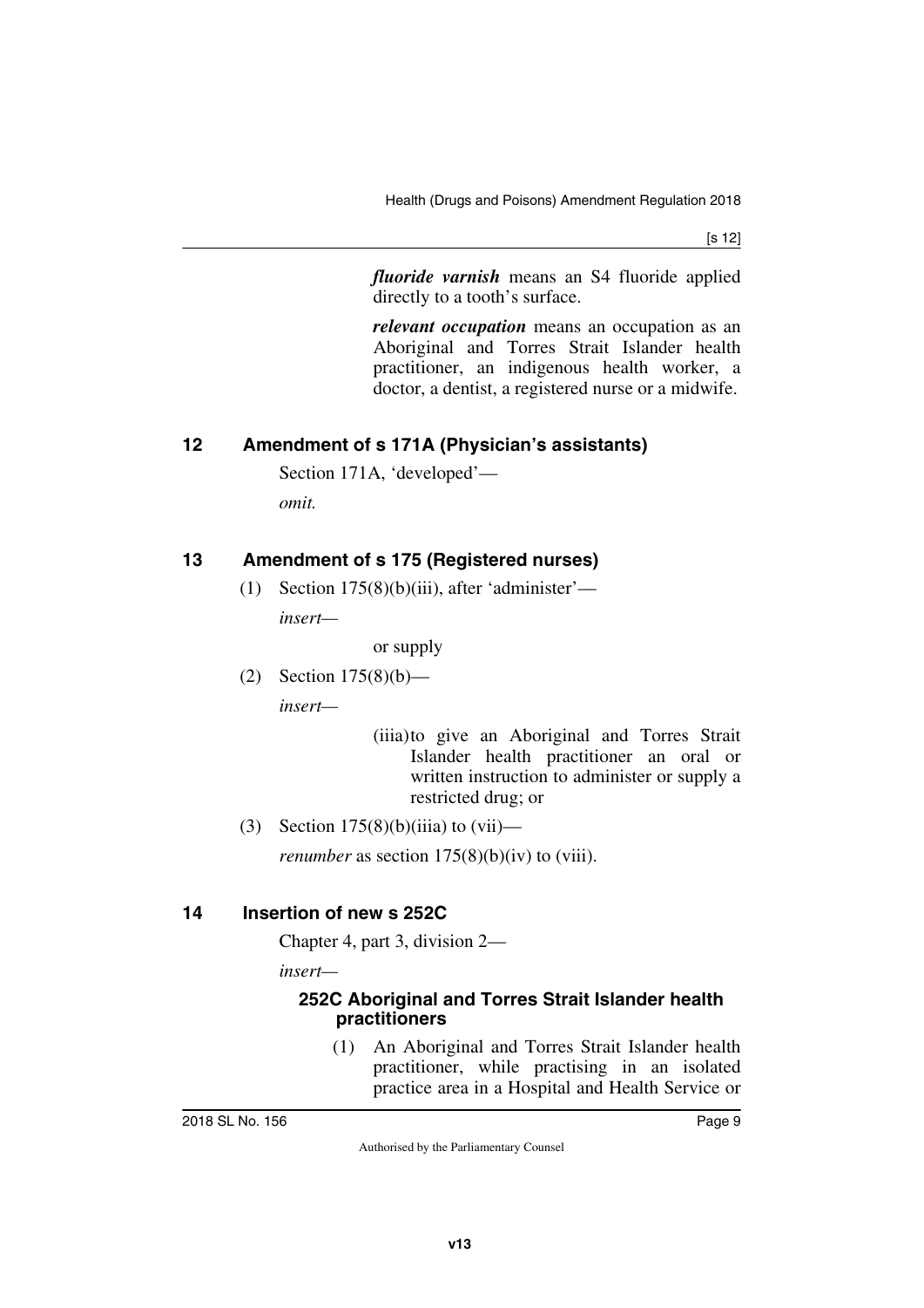***fluoride varnish*** means an S4 fluoride applied directly to a tooth's surface.

***relevant occupation*** means an occupation as an Aboriginal and Torres Strait Islander health practitioner, an indigenous health worker, a doctor, a dentist, a registered nurse or a midwife.

## 12 Amendment of s 171A (Physician's assistants)

Section 171A, 'developed'—

*omit.*

## 13 Amendment of s 175 (Registered nurses)

(1) Section 175(8)(b)(iii), after 'administer'—

*insert*—

or supply

(2) Section 175(8)(b)—

*insert*—

(iiia) to give an Aboriginal and Torres Strait Islander health practitioner an oral or written instruction to administer or supply a restricted drug; or

(3) Section 175(8)(b)(iiia) to (vii)—

*renumber* as section 175(8)(b)(iv) to (viii).

## 14 Insertion of new s 252C

Chapter 4, part 3, division 2—

*insert*—

### 252C Aboriginal and Torres Strait Islander health practitioners

(1) An Aboriginal and Torres Strait Islander health practitioner, while practising in an isolated practice area in a Hospital and Health Service or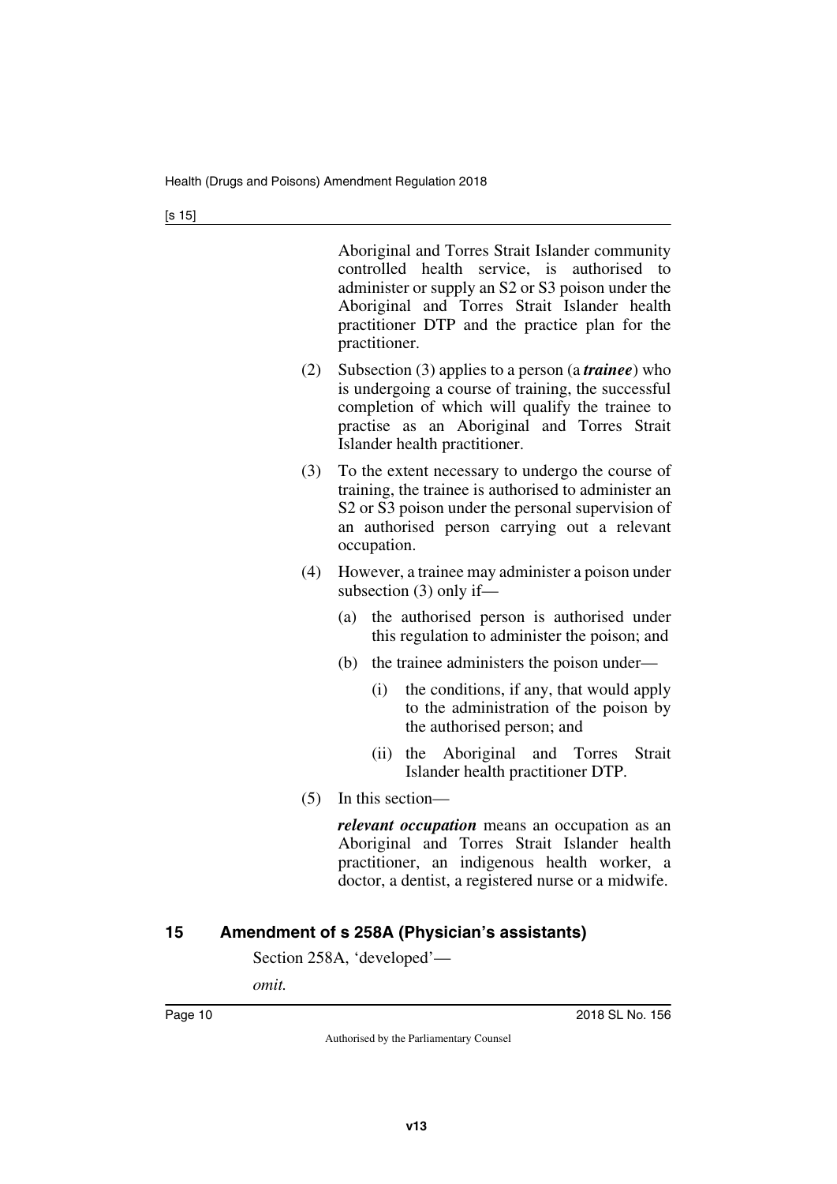Aboriginal and Torres Strait Islander community controlled health service, is authorised to administer or supply an S2 or S3 poison under the Aboriginal and Torres Strait Islander health practitioner DTP and the practice plan for the practitioner.

(2) Subsection (3) applies to a person (a ***trainee***) who is undergoing a course of training, the successful completion of which will qualify the trainee to practise as an Aboriginal and Torres Strait Islander health practitioner.

(3) To the extent necessary to undergo the course of training, the trainee is authorised to administer an S2 or S3 poison under the personal supervision of an authorised person carrying out a relevant occupation.

(4) However, a trainee may administer a poison under subsection (3) only if—

(a) the authorised person is authorised under this regulation to administer the poison; and

(b) the trainee administers the poison under—

(i) the conditions, if any, that would apply to the administration of the poison by the authorised person; and

(ii) the Aboriginal and Torres Strait Islander health practitioner DTP.

(5) In this section—

***relevant occupation*** means an occupation as an Aboriginal and Torres Strait Islander health practitioner, an indigenous health worker, a doctor, a dentist, a registered nurse or a midwife.

## 15 Amendment of s 258A (Physician's assistants)

Section 258A, 'developed'—

*omit.*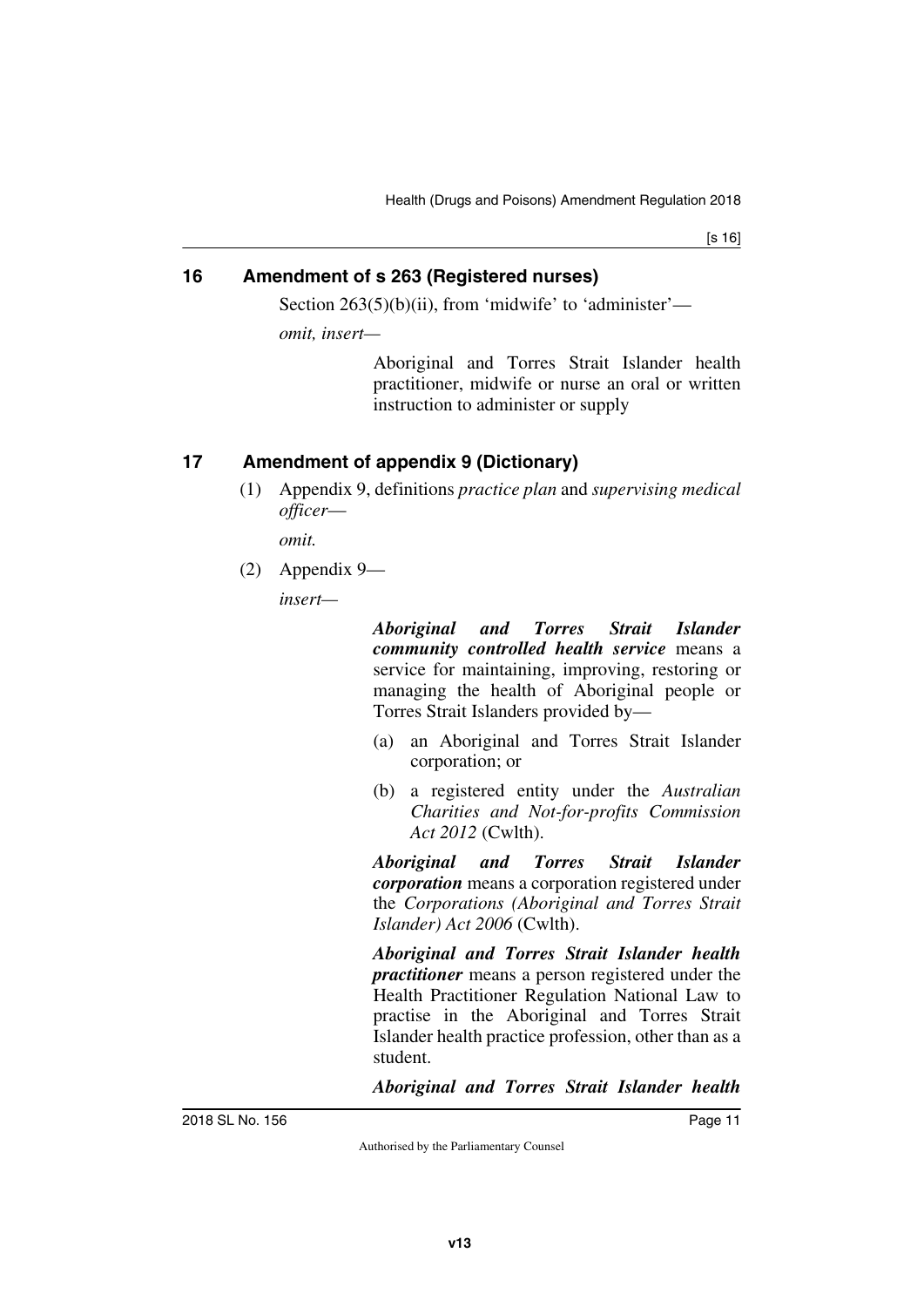## 16 Amendment of s 263 (Registered nurses)

Section 263(5)(b)(ii), from 'midwife' to 'administer'—

*omit, insert—*

> Aboriginal and Torres Strait Islander health practitioner, midwife or nurse an oral or written instruction to administer or supply

## 17 Amendment of appendix 9 (Dictionary)

(1) Appendix 9, definitions *practice plan* and *supervising medical officer*—

*omit.*

(2) Appendix 9—

*insert—*

> ***Aboriginal and Torres Strait Islander community controlled health service*** means a service for maintaining, improving, restoring or managing the health of Aboriginal people or Torres Strait Islanders provided by—
>
> (a) an Aboriginal and Torres Strait Islander corporation; or
>
> (b) a registered entity under the *Australian Charities and Not-for-profits Commission Act 2012* (Cwlth).
>
> ***Aboriginal and Torres Strait Islander corporation*** means a corporation registered under the *Corporations (Aboriginal and Torres Strait Islander) Act 2006* (Cwlth).
>
> ***Aboriginal and Torres Strait Islander health practitioner*** means a person registered under the Health Practitioner Regulation National Law to practise in the Aboriginal and Torres Strait Islander health practice profession, other than as a student.
>
> ***Aboriginal and Torres Strait Islander health***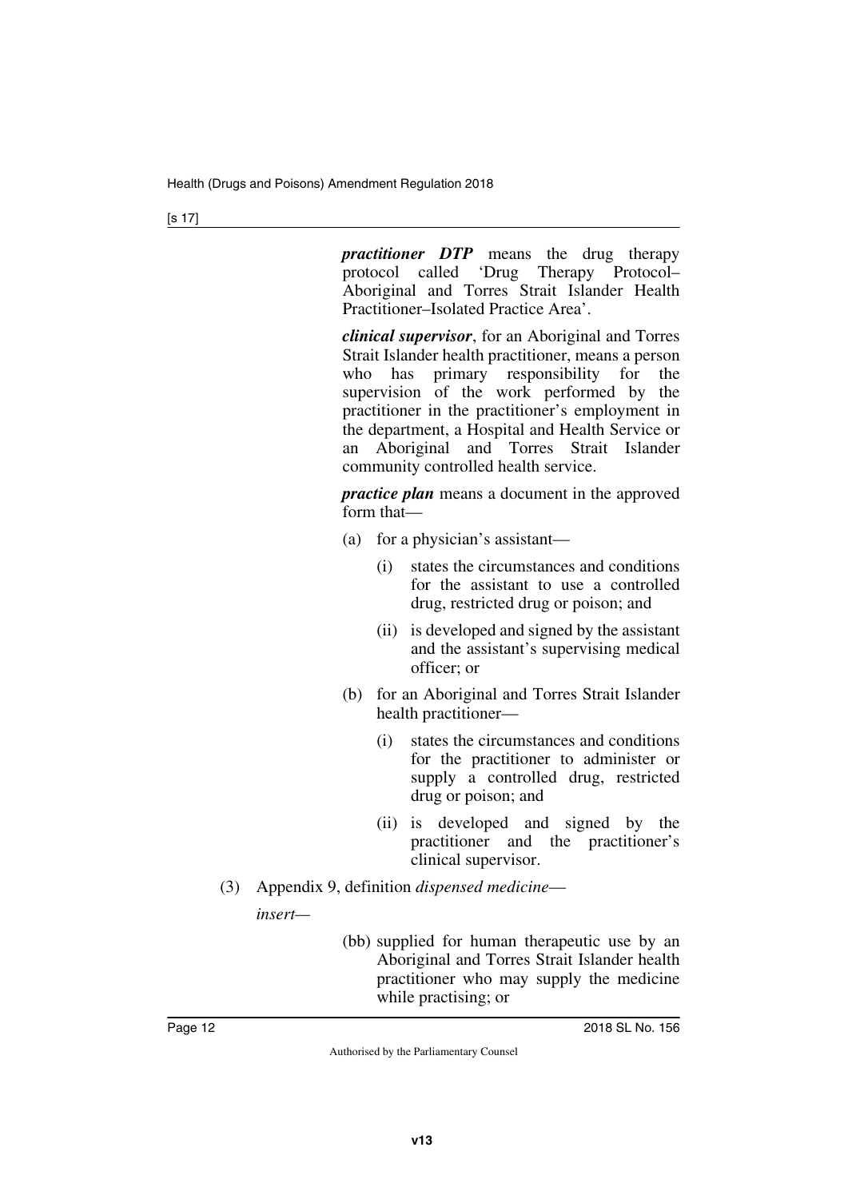***practitioner DTP*** means the drug therapy protocol called 'Drug Therapy Protocol–Aboriginal and Torres Strait Islander Health Practitioner–Isolated Practice Area'.

***clinical supervisor***, for an Aboriginal and Torres Strait Islander health practitioner, means a person who has primary responsibility for the supervision of the work performed by the practitioner in the practitioner's employment in the department, a Hospital and Health Service or an Aboriginal and Torres Strait Islander community controlled health service.

***practice plan*** means a document in the approved form that—

(a) for a physician's assistant—

(i) states the circumstances and conditions for the assistant to use a controlled drug, restricted drug or poison; and

(ii) is developed and signed by the assistant and the assistant's supervising medical officer; or

(b) for an Aboriginal and Torres Strait Islander health practitioner—

(i) states the circumstances and conditions for the practitioner to administer or supply a controlled drug, restricted drug or poison; and

(ii) is developed and signed by the practitioner and the practitioner's clinical supervisor.

(3) Appendix 9, definition *dispensed medicine*—

*insert*—

(bb) supplied for human therapeutic use by an Aboriginal and Torres Strait Islander health practitioner who may supply the medicine while practising; or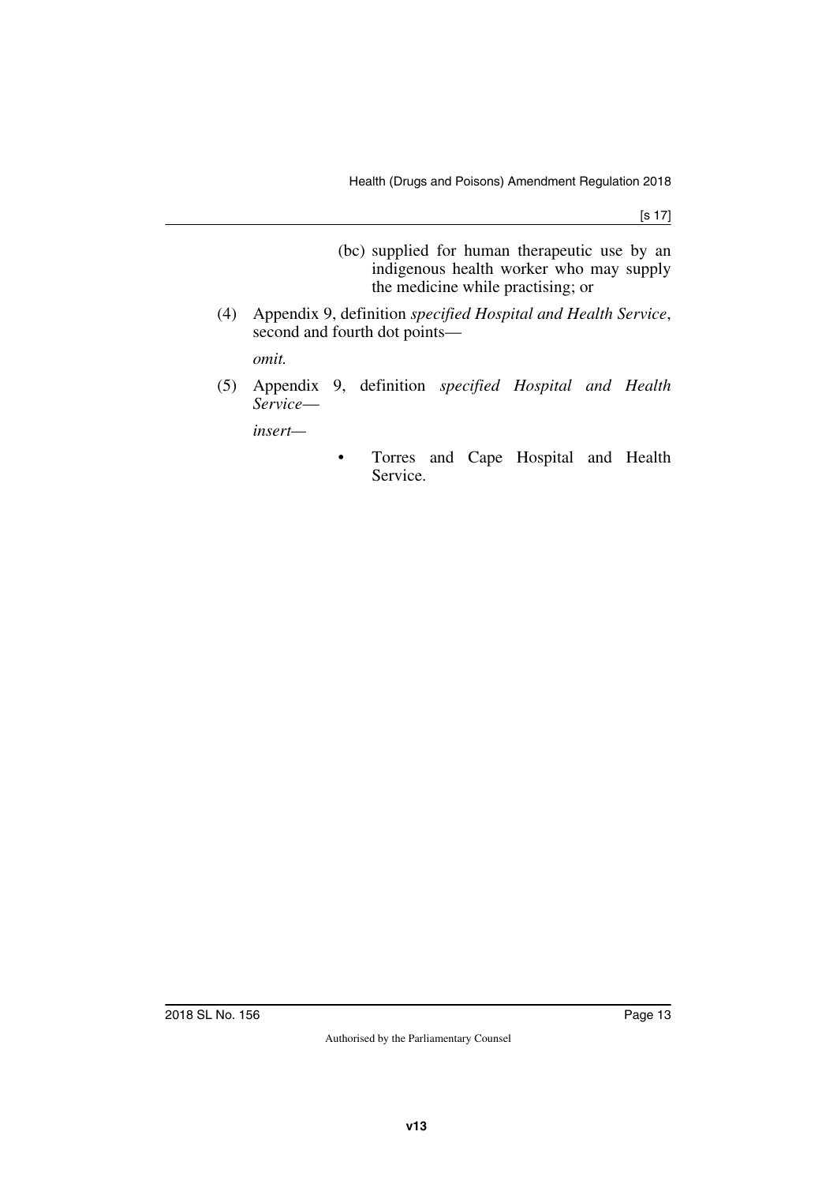(bc) supplied for human therapeutic use by an indigenous health worker who may supply the medicine while practising; or

(4) Appendix 9, definition *specified Hospital and Health Service*, second and fourth dot points—

*omit.*

(5) Appendix 9, definition *specified Hospital and Health Service*—

*insert—*

- Torres and Cape Hospital and Health Service.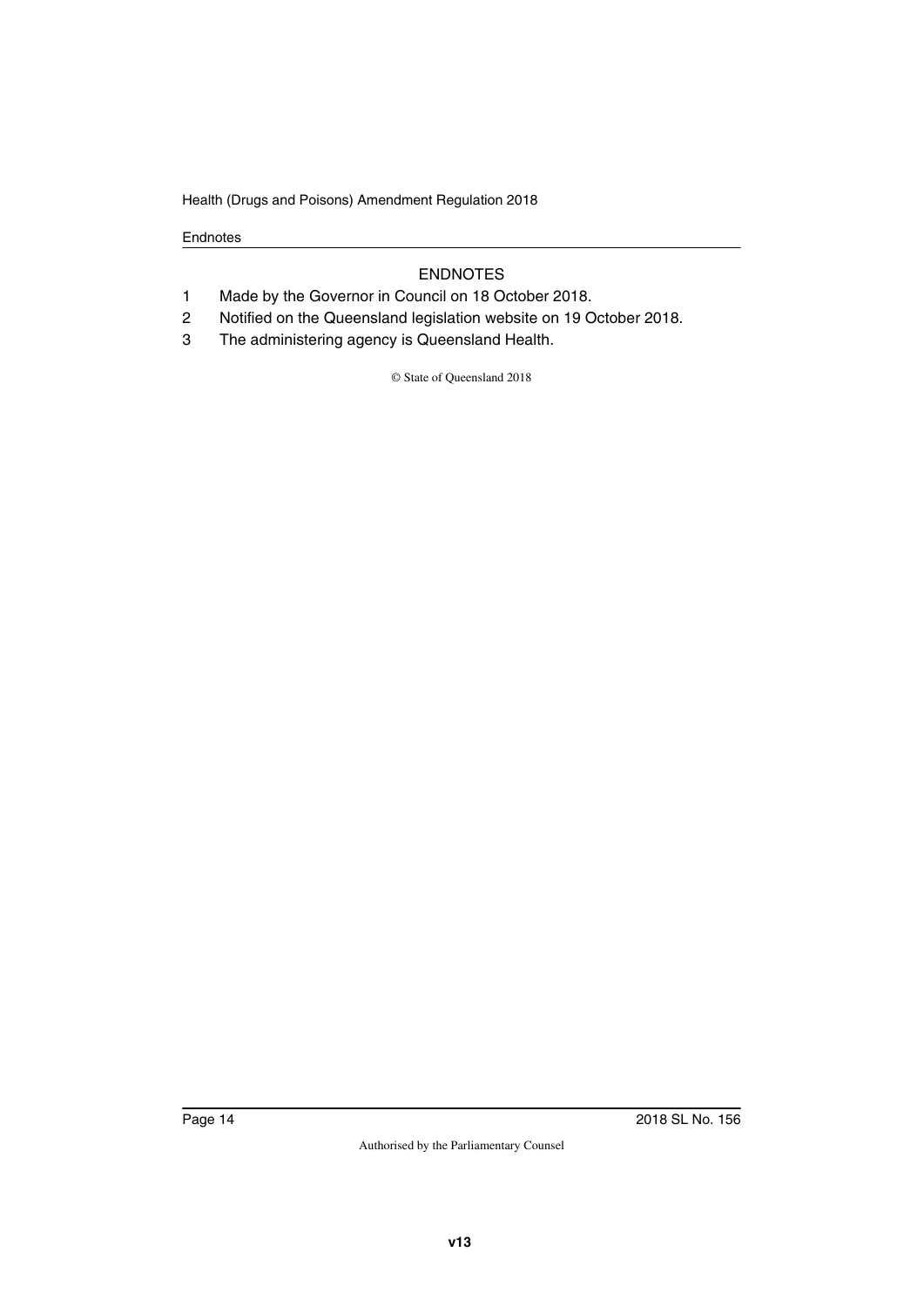## ENDNOTES

1 Made by the Governor in Council on 18 October 2018.

2 Notified on the Queensland legislation website on 19 October 2018.

3 The administering agency is Queensland Health.

© State of Queensland 2018